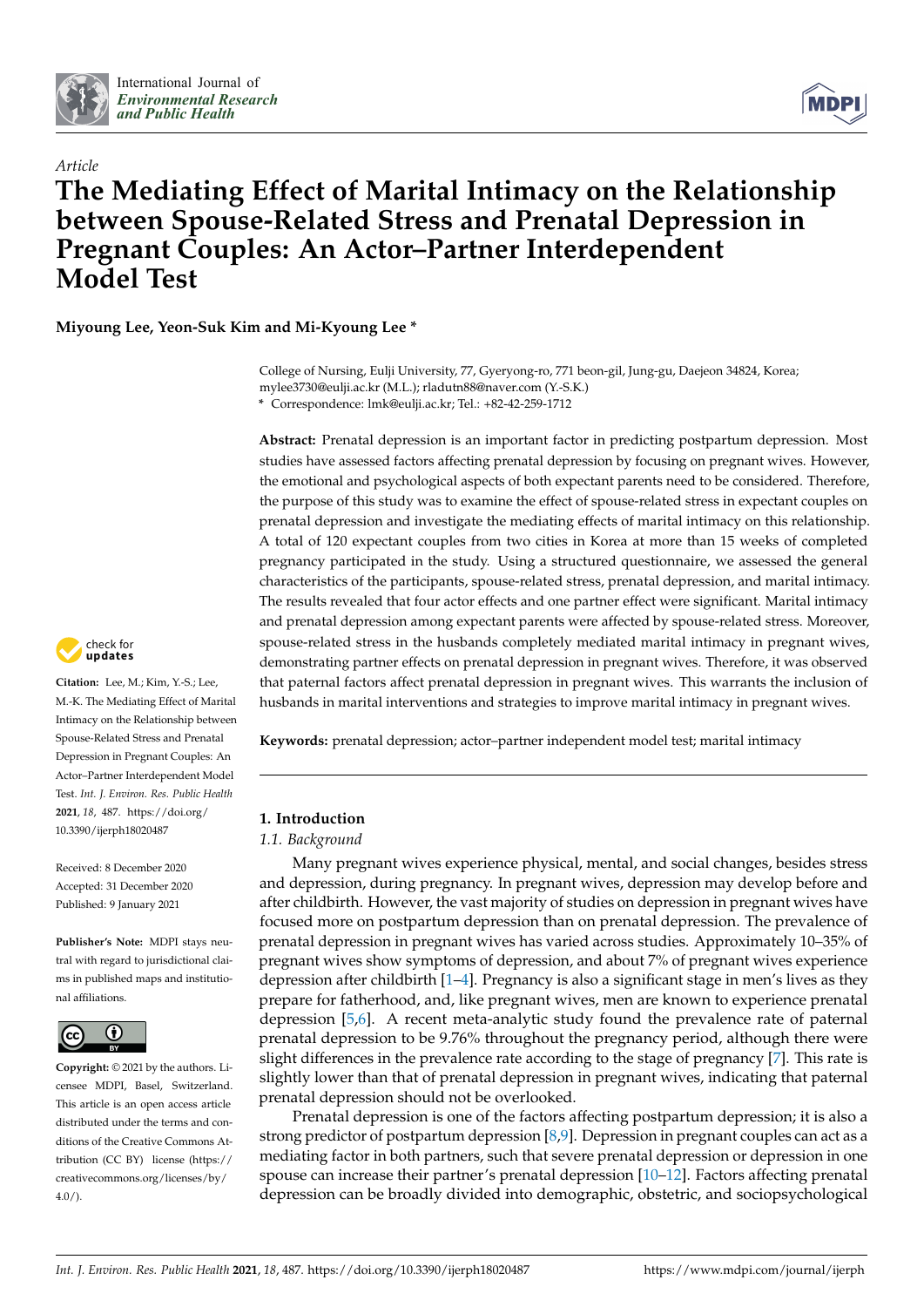*Article*

# The Mediating Effect of Marital Intimacy on the Relationship between Spouse-Related Stress and Prenatal Depression in Pregnant Couples: An Actor–Partner Interdependent Model Test

**Miyoung Lee, Yeon-Suk Kim and Mi-Kyoung Lee ***

College of Nursing, Eulji University, 77, Gyeryong-ro, 771 beon-gil, Jung-gu, Daejeon 34824, Korea; mylee3730@eulji.ac.kr (M.L.); rladutn88@naver.com (Y.-S.K.)
* Correspondence: lmk@eulji.ac.kr; Tel.: +82-42-259-1712

**Abstract:** Prenatal depression is an important factor in predicting postpartum depression. Most studies have assessed factors affecting prenatal depression by focusing on pregnant wives. However, the emotional and psychological aspects of both expectant parents need to be considered. Therefore, the purpose of this study was to examine the effect of spouse-related stress in expectant couples on prenatal depression and investigate the mediating effects of marital intimacy on this relationship. A total of 120 expectant couples from two cities in Korea at more than 15 weeks of completed pregnancy participated in the study. Using a structured questionnaire, we assessed the general characteristics of the participants, spouse-related stress, prenatal depression, and marital intimacy. The results revealed that four actor effects and one partner effect were significant. Marital intimacy and prenatal depression among expectant parents were affected by spouse-related stress. Moreover, spouse-related stress in the husbands completely mediated marital intimacy in pregnant wives, demonstrating partner effects on prenatal depression in pregnant wives. Therefore, it was observed that paternal factors affect prenatal depression in pregnant wives. This warrants the inclusion of husbands in marital interventions and strategies to improve marital intimacy in pregnant wives.

**Keywords:** prenatal depression; actor–partner independent model test; marital intimacy

**Citation:** Lee, M.; Kim, Y.-S.; Lee, M.-K. The Mediating Effect of Marital Intimacy on the Relationship between Spouse-Related Stress and Prenatal Depression in Pregnant Couples: An Actor–Partner Interdependent Model Test. *Int. J. Environ. Res. Public Health* **2021**, *18*, 487. https://doi.org/10.3390/ijerph18020487

Received: 8 December 2020
Accepted: 31 December 2020
Published: 9 January 2021

**Publisher's Note:** MDPI stays neutral with regard to jurisdictional claims in published maps and institutional affiliations.

**Copyright:** © 2021 by the authors. Licensee MDPI, Basel, Switzerland. This article is an open access article distributed under the terms and conditions of the Creative Commons Attribution (CC BY) license (https://creativecommons.org/licenses/by/4.0/).

## 1. Introduction

### 1.1. Background

Many pregnant wives experience physical, mental, and social changes, besides stress and depression, during pregnancy. In pregnant wives, depression may develop before and after childbirth. However, the vast majority of studies on depression in pregnant wives have focused more on postpartum depression than on prenatal depression. The prevalence of prenatal depression in pregnant wives has varied across studies. Approximately 10–35% of pregnant wives show symptoms of depression, and about 7% of pregnant wives experience depression after childbirth [1–4]. Pregnancy is also a significant stage in men's lives as they prepare for fatherhood, and, like pregnant wives, men are known to experience prenatal depression [5,6]. A recent meta-analytic study found the prevalence rate of paternal prenatal depression to be 9.76% throughout the pregnancy period, although there were slight differences in the prevalence rate according to the stage of pregnancy [7]. This rate is slightly lower than that of prenatal depression in pregnant wives, indicating that paternal prenatal depression should not be overlooked.

Prenatal depression is one of the factors affecting postpartum depression; it is also a strong predictor of postpartum depression [8,9]. Depression in pregnant couples can act as a mediating factor in both partners, such that severe prenatal depression or depression in one spouse can increase their partner's prenatal depression [10–12]. Factors affecting prenatal depression can be broadly divided into demographic, obstetric, and sociopsychological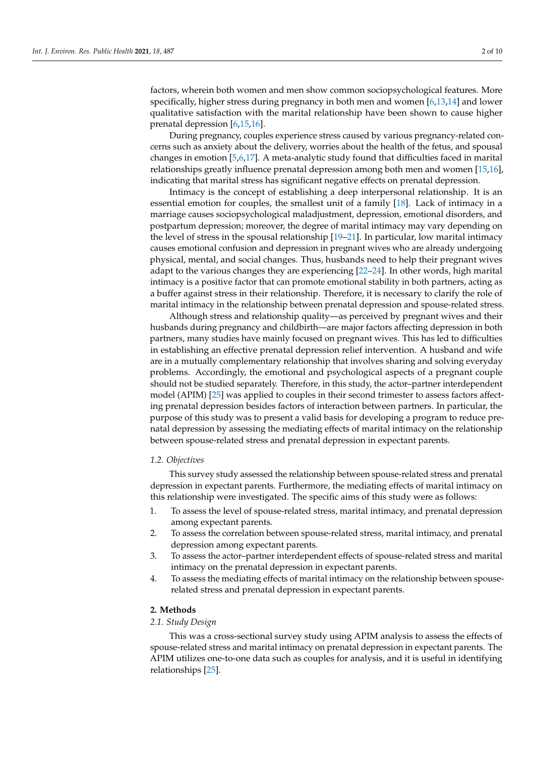factors, wherein both women and men show common sociopsychological features. More specifically, higher stress during pregnancy in both men and women [6,13,14] and lower qualitative satisfaction with the marital relationship have been shown to cause higher prenatal depression [6,15,16].

During pregnancy, couples experience stress caused by various pregnancy-related concerns such as anxiety about the delivery, worries about the health of the fetus, and spousal changes in emotion [5,6,17]. A meta-analytic study found that difficulties faced in marital relationships greatly influence prenatal depression among both men and women [15,16], indicating that marital stress has significant negative effects on prenatal depression.

Intimacy is the concept of establishing a deep interpersonal relationship. It is an essential emotion for couples, the smallest unit of a family [18]. Lack of intimacy in a marriage causes sociopsychological maladjustment, depression, emotional disorders, and postpartum depression; moreover, the degree of marital intimacy may vary depending on the level of stress in the spousal relationship [19–21]. In particular, low marital intimacy causes emotional confusion and depression in pregnant wives who are already undergoing physical, mental, and social changes. Thus, husbands need to help their pregnant wives adapt to the various changes they are experiencing [22–24]. In other words, high marital intimacy is a positive factor that can promote emotional stability in both partners, acting as a buffer against stress in their relationship. Therefore, it is necessary to clarify the role of marital intimacy in the relationship between prenatal depression and spouse-related stress.

Although stress and relationship quality—as perceived by pregnant wives and their husbands during pregnancy and childbirth—are major factors affecting depression in both partners, many studies have mainly focused on pregnant wives. This has led to difficulties in establishing an effective prenatal depression relief intervention. A husband and wife are in a mutually complementary relationship that involves sharing and solving everyday problems. Accordingly, the emotional and psychological aspects of a pregnant couple should not be studied separately. Therefore, in this study, the actor–partner interdependent model (APIM) [25] was applied to couples in their second trimester to assess factors affecting prenatal depression besides factors of interaction between partners. In particular, the purpose of this study was to present a valid basis for developing a program to reduce prenatal depression by assessing the mediating effects of marital intimacy on the relationship between spouse-related stress and prenatal depression in expectant parents.

### 1.2. Objectives

This survey study assessed the relationship between spouse-related stress and prenatal depression in expectant parents. Furthermore, the mediating effects of marital intimacy on this relationship were investigated. The specific aims of this study were as follows:

1. To assess the level of spouse-related stress, marital intimacy, and prenatal depression among expectant parents.
2. To assess the correlation between spouse-related stress, marital intimacy, and prenatal depression among expectant parents.
3. To assess the actor–partner interdependent effects of spouse-related stress and marital intimacy on the prenatal depression in expectant parents.
4. To assess the mediating effects of marital intimacy on the relationship between spouse-related stress and prenatal depression in expectant parents.

## 2. Methods

### 2.1. Study Design

This was a cross-sectional survey study using APIM analysis to assess the effects of spouse-related stress and marital intimacy on prenatal depression in expectant parents. The APIM utilizes one-to-one data such as couples for analysis, and it is useful in identifying relationships [25].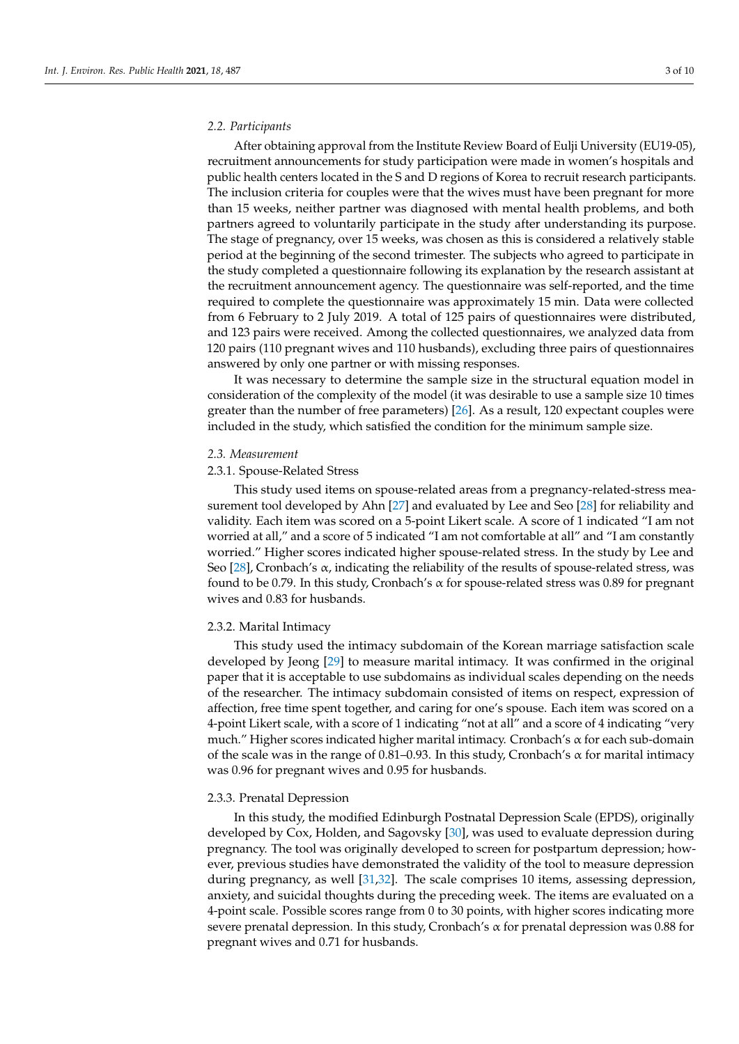### 2.2. Participants

After obtaining approval from the Institute Review Board of Eulji University (EU19-05), recruitment announcements for study participation were made in women's hospitals and public health centers located in the S and D regions of Korea to recruit research participants. The inclusion criteria for couples were that the wives must have been pregnant for more than 15 weeks, neither partner was diagnosed with mental health problems, and both partners agreed to voluntarily participate in the study after understanding its purpose. The stage of pregnancy, over 15 weeks, was chosen as this is considered a relatively stable period at the beginning of the second trimester. The subjects who agreed to participate in the study completed a questionnaire following its explanation by the research assistant at the recruitment announcement agency. The questionnaire was self-reported, and the time required to complete the questionnaire was approximately 15 min. Data were collected from 6 February to 2 July 2019. A total of 125 pairs of questionnaires were distributed, and 123 pairs were received. Among the collected questionnaires, we analyzed data from 120 pairs (110 pregnant wives and 110 husbands), excluding three pairs of questionnaires answered by only one partner or with missing responses.

It was necessary to determine the sample size in the structural equation model in consideration of the complexity of the model (it was desirable to use a sample size 10 times greater than the number of free parameters) [26]. As a result, 120 expectant couples were included in the study, which satisfied the condition for the minimum sample size.

### 2.3. Measurement

#### 2.3.1. Spouse-Related Stress

This study used items on spouse-related areas from a pregnancy-related-stress measurement tool developed by Ahn [27] and evaluated by Lee and Seo [28] for reliability and validity. Each item was scored on a 5-point Likert scale. A score of 1 indicated "I am not worried at all," and a score of 5 indicated "I am not comfortable at all" and "I am constantly worried." Higher scores indicated higher spouse-related stress. In the study by Lee and Seo [28], Cronbach's $\alpha$, indicating the reliability of the results of spouse-related stress, was found to be 0.79. In this study, Cronbach's $\alpha$ for spouse-related stress was 0.89 for pregnant wives and 0.83 for husbands.

#### 2.3.2. Marital Intimacy

This study used the intimacy subdomain of the Korean marriage satisfaction scale developed by Jeong [29] to measure marital intimacy. It was confirmed in the original paper that it is acceptable to use subdomains as individual scales depending on the needs of the researcher. The intimacy subdomain consisted of items on respect, expression of affection, free time spent together, and caring for one's spouse. Each item was scored on a 4-point Likert scale, with a score of 1 indicating "not at all" and a score of 4 indicating "very much." Higher scores indicated higher marital intimacy. Cronbach's $\alpha$ for each sub-domain of the scale was in the range of 0.81–0.93. In this study, Cronbach's $\alpha$ for marital intimacy was 0.96 for pregnant wives and 0.95 for husbands.

#### 2.3.3. Prenatal Depression

In this study, the modified Edinburgh Postnatal Depression Scale (EPDS), originally developed by Cox, Holden, and Sagovsky [30], was used to evaluate depression during pregnancy. The tool was originally developed to screen for postpartum depression; however, previous studies have demonstrated the validity of the tool to measure depression during pregnancy, as well [31,32]. The scale comprises 10 items, assessing depression, anxiety, and suicidal thoughts during the preceding week. The items are evaluated on a 4-point scale. Possible scores range from 0 to 30 points, with higher scores indicating more severe prenatal depression. In this study, Cronbach's $\alpha$ for prenatal depression was 0.88 for pregnant wives and 0.71 for husbands.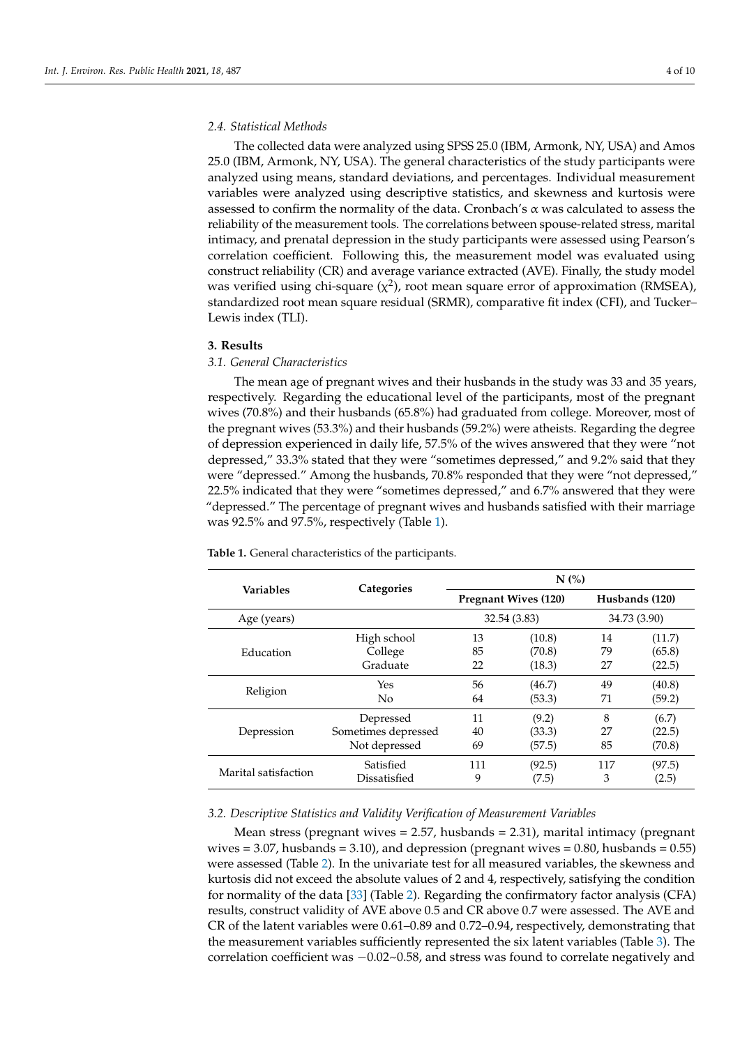### 2.4. Statistical Methods

The collected data were analyzed using SPSS 25.0 (IBM, Armonk, NY, USA) and Amos 25.0 (IBM, Armonk, NY, USA). The general characteristics of the study participants were analyzed using means, standard deviations, and percentages. Individual measurement variables were analyzed using descriptive statistics, and skewness and kurtosis were assessed to confirm the normality of the data. Cronbach's α was calculated to assess the reliability of the measurement tools. The correlations between spouse-related stress, marital intimacy, and prenatal depression in the study participants were assessed using Pearson's correlation coefficient. Following this, the measurement model was evaluated using construct reliability (CR) and average variance extracted (AVE). Finally, the study model was verified using chi-square ($\chi^2$), root mean square error of approximation (RMSEA), standardized root mean square residual (SRMR), comparative fit index (CFI), and Tucker–Lewis index (TLI).

## 3. Results

### 3.1. General Characteristics

The mean age of pregnant wives and their husbands in the study was 33 and 35 years, respectively. Regarding the educational level of the participants, most of the pregnant wives (70.8%) and their husbands (65.8%) had graduated from college. Moreover, most of the pregnant wives (53.3%) and their husbands (59.2%) were atheists. Regarding the degree of depression experienced in daily life, 57.5% of the wives answered that they were "not depressed," 33.3% stated that they were "sometimes depressed," and 9.2% said that they were "depressed." Among the husbands, 70.8% responded that they were "not depressed," 22.5% indicated that they were "sometimes depressed," and 6.7% answered that they were "depressed." The percentage of pregnant wives and husbands satisfied with their marriage was 92.5% and 97.5%, respectively (Table 1).

**Table 1.** General characteristics of the participants.

| Variables | Categories | N (%) | | | |
|---|---|---|---|---|---|
| | | Pregnant Wives (120) | | Husbands (120) | |
| Age (years) | | 32.54 (3.83) | | 34.73 (3.90) | |
| Education | High school | 13 | (10.8) | 14 | (11.7) |
| | College | 85 | (70.8) | 79 | (65.8) |
| | Graduate | 22 | (18.3) | 27 | (22.5) |
| Religion | Yes | 56 | (46.7) | 49 | (40.8) |
| | No | 64 | (53.3) | 71 | (59.2) |
| Depression | Depressed | 11 | (9.2) | 8 | (6.7) |
| | Sometimes depressed | 40 | (33.3) | 27 | (22.5) |
| | Not depressed | 69 | (57.5) | 85 | (70.8) |
| Marital satisfaction | Satisfied | 111 | (92.5) | 117 | (97.5) |
| | Dissatisfied | 9 | (7.5) | 3 | (2.5) |

### 3.2. Descriptive Statistics and Validity Verification of Measurement Variables

Mean stress (pregnant wives = 2.57, husbands = 2.31), marital intimacy (pregnant wives = 3.07, husbands = 3.10), and depression (pregnant wives = 0.80, husbands = 0.55) were assessed (Table 2). In the univariate test for all measured variables, the skewness and kurtosis did not exceed the absolute values of 2 and 4, respectively, satisfying the condition for normality of the data [33] (Table 2). Regarding the confirmatory factor analysis (CFA) results, construct validity of AVE above 0.5 and CR above 0.7 were assessed. The AVE and CR of the latent variables were 0.61–0.89 and 0.72–0.94, respectively, demonstrating that the measurement variables sufficiently represented the six latent variables (Table 3). The correlation coefficient was −0.02~0.58, and stress was found to correlate negatively and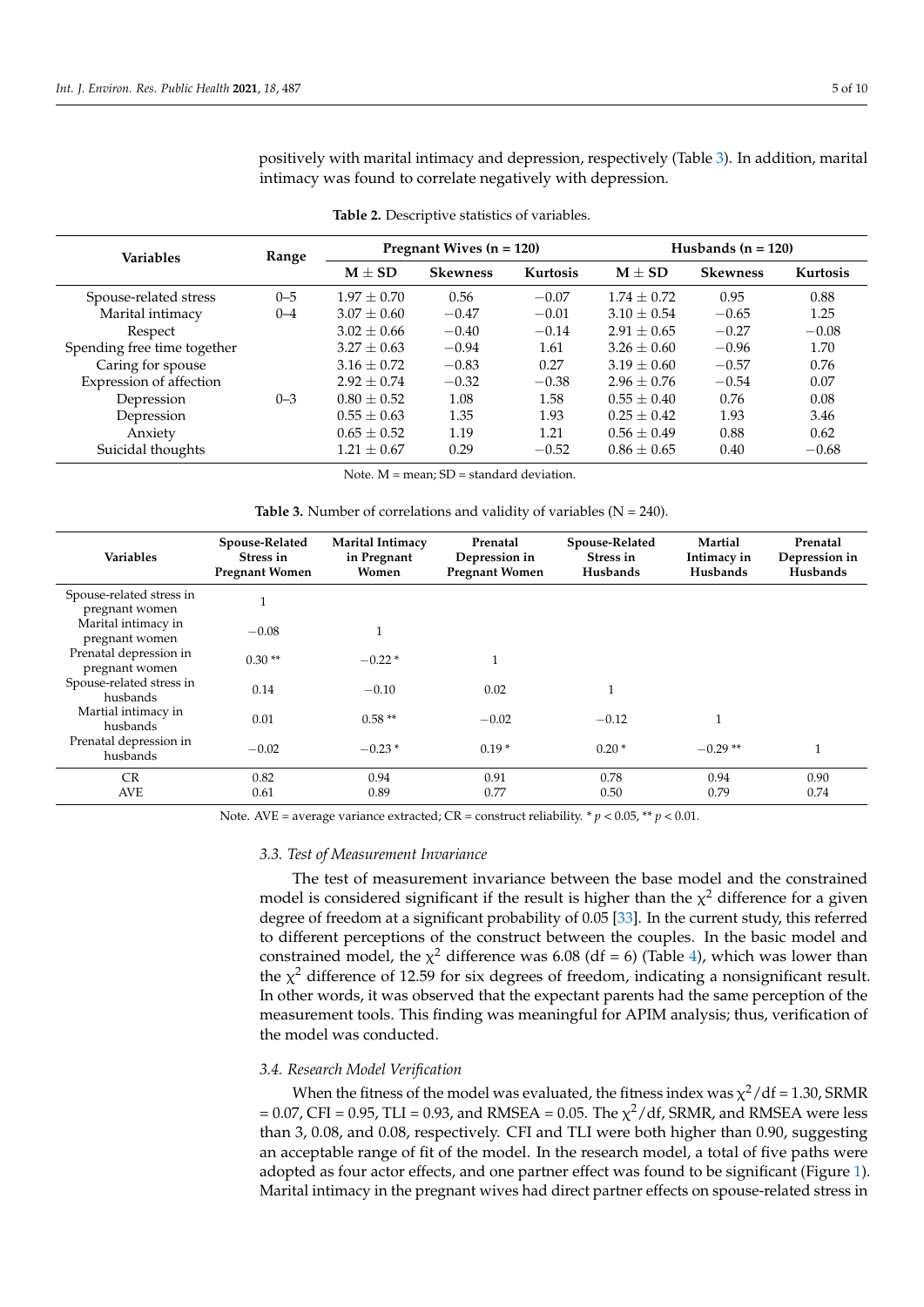positively with marital intimacy and depression, respectively (Table 3). In addition, marital intimacy was found to correlate negatively with depression.

**Table 2.** Descriptive statistics of variables.

| Variables | Range | Pregnant Wives (n = 120) | | | Husbands (n = 120) | | |
|---|---|---|---|---|---|---|---|
| | | M ± SD | Skewness | Kurtosis | M ± SD | Skewness | Kurtosis |
| Spouse-related stress | 0–5 | 1.97 ± 0.70 | 0.56 | −0.07 | 1.74 ± 0.72 | 0.95 | 0.88 |
| Marital intimacy | 0–4 | 3.07 ± 0.60 | −0.47 | −0.01 | 3.10 ± 0.54 | −0.65 | 1.25 |
| Respect | | 3.02 ± 0.66 | −0.40 | −0.14 | 2.91 ± 0.65 | −0.27 | −0.08 |
| Spending free time together | | 3.27 ± 0.63 | −0.94 | 1.61 | 3.26 ± 0.60 | −0.96 | 1.70 |
| Caring for spouse | | 3.16 ± 0.72 | −0.83 | 0.27 | 3.19 ± 0.60 | −0.57 | 0.76 |
| Expression of affection | | 2.92 ± 0.74 | −0.32 | −0.38 | 2.96 ± 0.76 | −0.54 | 0.07 |
| Depression | 0–3 | 0.80 ± 0.52 | 1.08 | 1.58 | 0.55 ± 0.40 | 0.76 | 0.08 |
| Depression | | 0.55 ± 0.63 | 1.35 | 1.93 | 0.25 ± 0.42 | 1.93 | 3.46 |
| Anxiety | | 0.65 ± 0.52 | 1.19 | 1.21 | 0.56 ± 0.49 | 0.88 | 0.62 |
| Suicidal thoughts | | 1.21 ± 0.67 | 0.29 | −0.52 | 0.86 ± 0.65 | 0.40 | −0.68 |

Note. M = mean; SD = standard deviation.

**Table 3.** Number of correlations and validity of variables (N = 240).

| Variables | Spouse-Related Stress in Pregnant Women | Marital Intimacy in Pregnant Women | Prenatal Depression in Pregnant Women | Spouse-Related Stress in Husbands | Martial Intimacy in Husbands | Prenatal Depression in Husbands |
|---|---|---|---|---|---|---|
| Spouse-related stress in pregnant women | 1 | | | | | |
| Marital intimacy in pregnant women | −0.08 | 1 | | | | |
| Prenatal depression in pregnant women | 0.30 ** | −0.22 * | 1 | | | |
| Spouse-related stress in husbands | 0.14 | −0.10 | 0.02 | 1 | | |
| Martial intimacy in husbands | 0.01 | 0.58 ** | −0.02 | −0.12 | 1 | |
| Prenatal depression in husbands | −0.02 | −0.23 * | 0.19 * | 0.20 * | −0.29 ** | 1 |
| CR | 0.82 | 0.94 | 0.91 | 0.78 | 0.94 | 0.90 |
| AVE | 0.61 | 0.89 | 0.77 | 0.50 | 0.79 | 0.74 |

Note. AVE = average variance extracted; CR = construct reliability. * $p < 0.05$, ** $p < 0.01$.

### 3.3. Test of Measurement Invariance

The test of measurement invariance between the base model and the constrained model is considered significant if the result is higher than the $\chi^2$ difference for a given degree of freedom at a significant probability of 0.05 [33]. In the current study, this referred to different perceptions of the construct between the couples. In the basic model and constrained model, the $\chi^2$ difference was 6.08 (df = 6) (Table 4), which was lower than the $\chi^2$ difference of 12.59 for six degrees of freedom, indicating a nonsignificant result. In other words, it was observed that the expectant parents had the same perception of the measurement tools. This finding was meaningful for APIM analysis; thus, verification of the model was conducted.

### 3.4. Research Model Verification

When the fitness of the model was evaluated, the fitness index was $\chi^2/\text{df} = 1.30$, SRMR = 0.07, CFI = 0.95, TLI = 0.93, and RMSEA = 0.05. The $\chi^2/\text{df}$, SRMR, and RMSEA were less than 3, 0.08, and 0.08, respectively. CFI and TLI were both higher than 0.90, suggesting an acceptable range of fit of the model. In the research model, a total of five paths were adopted as four actor effects, and one partner effect was found to be significant (Figure 1). Marital intimacy in the pregnant wives had direct partner effects on spouse-related stress in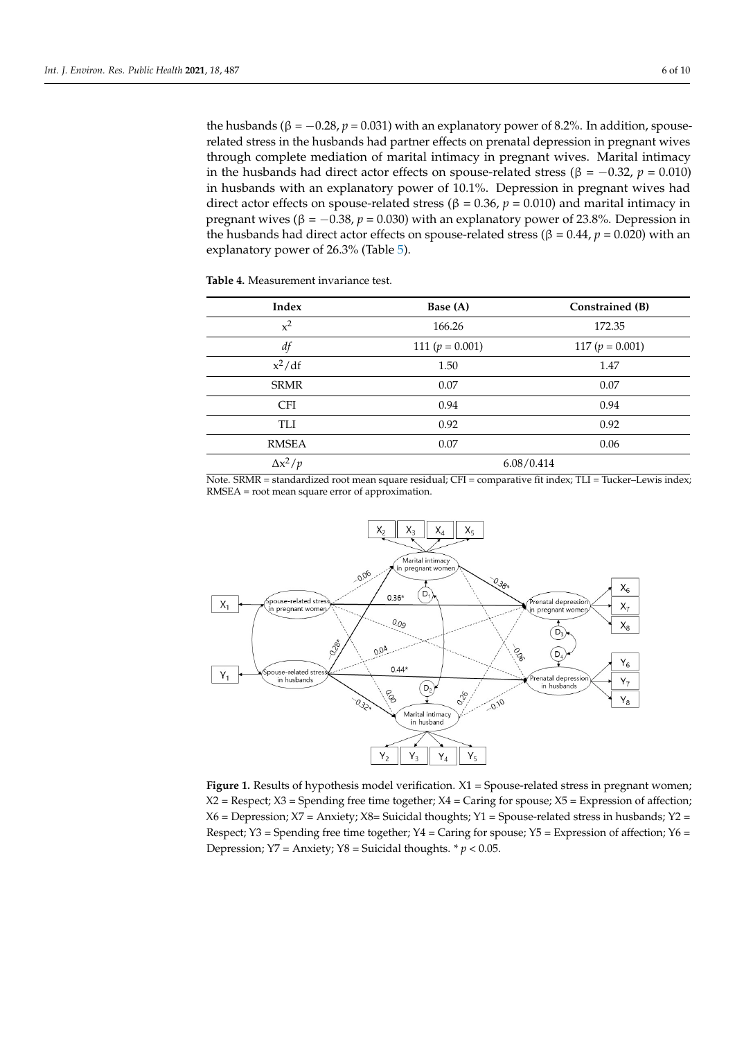the husbands (β = −0.28, $p = 0.031$) with an explanatory power of 8.2%. In addition, spouse-related stress in the husbands had partner effects on prenatal depression in pregnant wives through complete mediation of marital intimacy in pregnant wives. Marital intimacy in the husbands had direct actor effects on spouse-related stress (β = −0.32, $p = 0.010$) in husbands with an explanatory power of 10.1%. Depression in pregnant wives had direct actor effects on spouse-related stress (β = 0.36, $p = 0.010$) and marital intimacy in pregnant wives (β = −0.38, $p = 0.030$) with an explanatory power of 23.8%. Depression in the husbands had direct actor effects on spouse-related stress (β = 0.44, $p = 0.020$) with an explanatory power of 26.3% (Table 5).

**Table 4.** Measurement invariance test.

| Index | Base (A) | Constrained (B) |
|---|---|---|
| $x^2$ | 166.26 | 172.35 |
| *df* | 111 ($p = 0.001$) | 117 ($p = 0.001$) |
| $x^2$/df | 1.50 | 1.47 |
| SRMR | 0.07 | 0.07 |
| CFI | 0.94 | 0.94 |
| TLI | 0.92 | 0.92 |
| RMSEA | 0.07 | 0.06 |
| $\Delta x^2/p$ | 6.08/0.414 | |

Note. SRMR = standardized root mean square residual; CFI = comparative fit index; TLI = Tucker–Lewis index; RMSEA = root mean square error of approximation.

X2 X3 X4 X5
Marital intimacy in pregnant women
D1
−0.06
0.36*
−0.38*
X1
Spouse-related stress in pregnant women
Prenatal depression in pregnant women
X6 X7 X8
0.09
D3
−0.28*
0.04
−0.06
D4
0.44*
Y1
Spouse-related stress in husbands
Prenatal depression in husbands
Y6 Y7 Y8
D2
0.00
0.26
−0.32*
−0.10
Marital intimacy in husband
Y2 Y3 Y4 Y5

**Figure 1.** Results of hypothesis model verification. X1 = Spouse-related stress in pregnant women; X2 = Respect; X3 = Spending free time together; X4 = Caring for spouse; X5 = Expression of affection; X6 = Depression; X7 = Anxiety; X8= Suicidal thoughts; Y1 = Spouse-related stress in husbands; Y2 = Respect; Y3 = Spending free time together; Y4 = Caring for spouse; Y5 = Expression of affection; Y6 = Depression; Y7 = Anxiety; Y8 = Suicidal thoughts. * $p < 0.05$.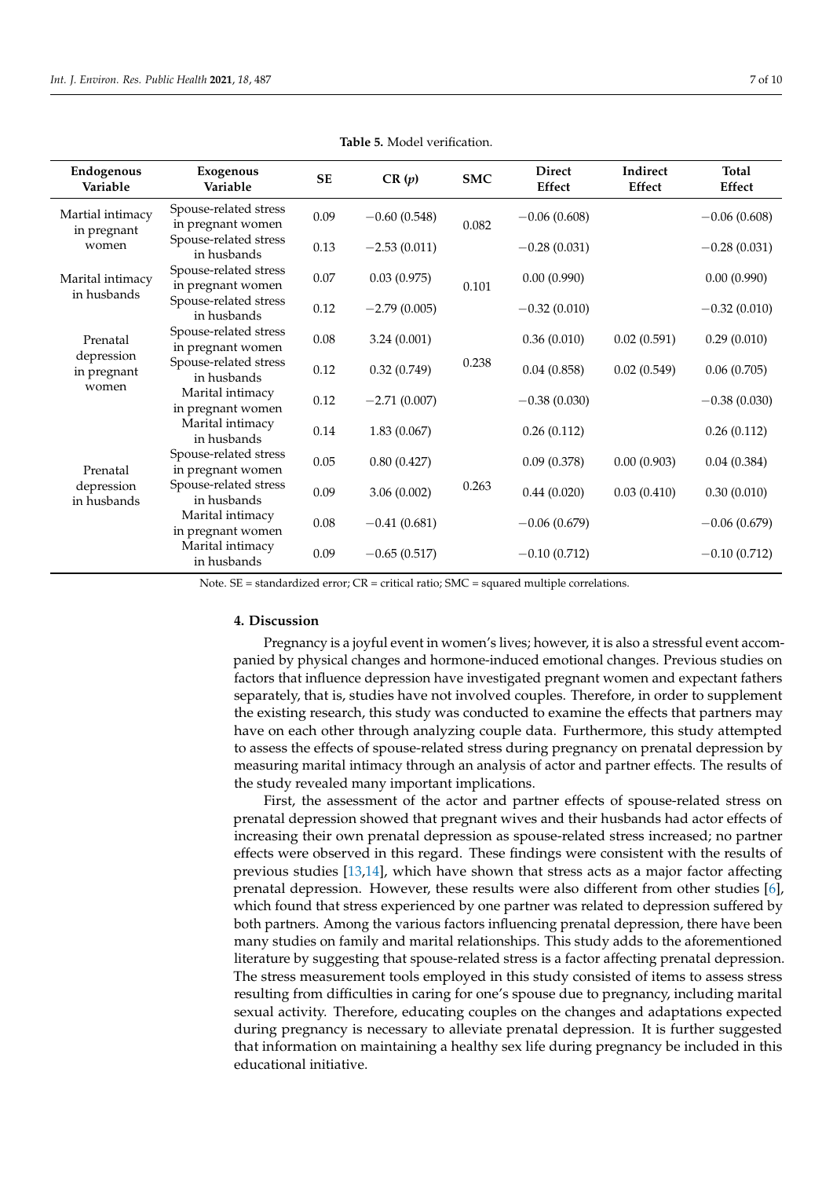**Table 5.** Model verification.

| Endogenous Variable | Exogenous Variable | SE | CR ($p$) | SMC | Direct Effect | Indirect Effect | Total Effect |
|---|---|---|---|---|---|---|---|
| Martial intimacy in pregnant women | Spouse-related stress in pregnant women | 0.09 | −0.60 (0.548) | 0.082 | −0.06 (0.608) | | −0.06 (0.608) |
| | Spouse-related stress in husbands | 0.13 | −2.53 (0.011) | | −0.28 (0.031) | | −0.28 (0.031) |
| Marital intimacy in husbands | Spouse-related stress in pregnant women | 0.07 | 0.03 (0.975) | 0.101 | 0.00 (0.990) | | 0.00 (0.990) |
| | Spouse-related stress in husbands | 0.12 | −2.79 (0.005) | | −0.32 (0.010) | | −0.32 (0.010) |
| Prenatal depression in pregnant women | Spouse-related stress in pregnant women | 0.08 | 3.24 (0.001) | 0.238 | 0.36 (0.010) | 0.02 (0.591) | 0.29 (0.010) |
| | Spouse-related stress in husbands | 0.12 | 0.32 (0.749) | | 0.04 (0.858) | 0.02 (0.549) | 0.06 (0.705) |
| | Marital intimacy in pregnant women | 0.12 | −2.71 (0.007) | | −0.38 (0.030) | | −0.38 (0.030) |
| | Marital intimacy in husbands | 0.14 | 1.83 (0.067) | | 0.26 (0.112) | | 0.26 (0.112) |
| Prenatal depression in husbands | Spouse-related stress in pregnant women | 0.05 | 0.80 (0.427) | 0.263 | 0.09 (0.378) | 0.00 (0.903) | 0.04 (0.384) |
| | Spouse-related stress in husbands | 0.09 | 3.06 (0.002) | | 0.44 (0.020) | 0.03 (0.410) | 0.30 (0.010) |
| | Marital intimacy in pregnant women | 0.08 | −0.41 (0.681) | | −0.06 (0.679) | | −0.06 (0.679) |
| | Marital intimacy in husbands | 0.09 | −0.65 (0.517) | | −0.10 (0.712) | | −0.10 (0.712) |

Note. SE = standardized error; CR = critical ratio; SMC = squared multiple correlations.

## 4. Discussion

Pregnancy is a joyful event in women's lives; however, it is also a stressful event accompanied by physical changes and hormone-induced emotional changes. Previous studies on factors that influence depression have investigated pregnant women and expectant fathers separately, that is, studies have not involved couples. Therefore, in order to supplement the existing research, this study was conducted to examine the effects that partners may have on each other through analyzing couple data. Furthermore, this study attempted to assess the effects of spouse-related stress during pregnancy on prenatal depression by measuring marital intimacy through an analysis of actor and partner effects. The results of the study revealed many important implications.

First, the assessment of the actor and partner effects of spouse-related stress on prenatal depression showed that pregnant wives and their husbands had actor effects of increasing their own prenatal depression as spouse-related stress increased; no partner effects were observed in this regard. These findings were consistent with the results of previous studies [13,14], which have shown that stress acts as a major factor affecting prenatal depression. However, these results were also different from other studies [6], which found that stress experienced by one partner was related to depression suffered by both partners. Among the various factors influencing prenatal depression, there have been many studies on family and marital relationships. This study adds to the aforementioned literature by suggesting that spouse-related stress is a factor affecting prenatal depression. The stress measurement tools employed in this study consisted of items to assess stress resulting from difficulties in caring for one's spouse due to pregnancy, including marital sexual activity. Therefore, educating couples on the changes and adaptations expected during pregnancy is necessary to alleviate prenatal depression. It is further suggested that information on maintaining a healthy sex life during pregnancy be included in this educational initiative.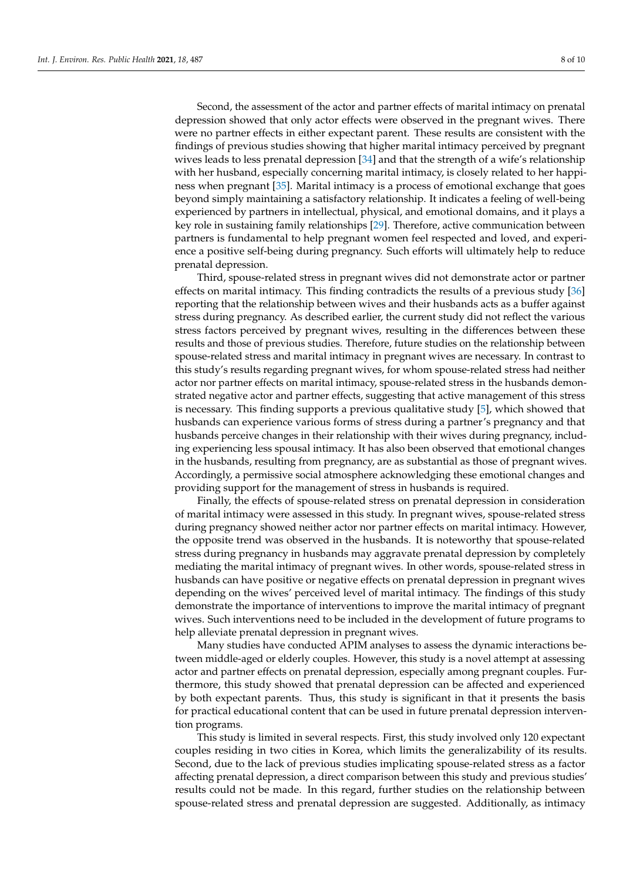Second, the assessment of the actor and partner effects of marital intimacy on prenatal depression showed that only actor effects were observed in the pregnant wives. There were no partner effects in either expectant parent. These results are consistent with the findings of previous studies showing that higher marital intimacy perceived by pregnant wives leads to less prenatal depression [34] and that the strength of a wife's relationship with her husband, especially concerning marital intimacy, is closely related to her happiness when pregnant [35]. Marital intimacy is a process of emotional exchange that goes beyond simply maintaining a satisfactory relationship. It indicates a feeling of well-being experienced by partners in intellectual, physical, and emotional domains, and it plays a key role in sustaining family relationships [29]. Therefore, active communication between partners is fundamental to help pregnant women feel respected and loved, and experience a positive self-being during pregnancy. Such efforts will ultimately help to reduce prenatal depression.

Third, spouse-related stress in pregnant wives did not demonstrate actor or partner effects on marital intimacy. This finding contradicts the results of a previous study [36] reporting that the relationship between wives and their husbands acts as a buffer against stress during pregnancy. As described earlier, the current study did not reflect the various stress factors perceived by pregnant wives, resulting in the differences between these results and those of previous studies. Therefore, future studies on the relationship between spouse-related stress and marital intimacy in pregnant wives are necessary. In contrast to this study's results regarding pregnant wives, for whom spouse-related stress had neither actor nor partner effects on marital intimacy, spouse-related stress in the husbands demonstrated negative actor and partner effects, suggesting that active management of this stress is necessary. This finding supports a previous qualitative study [5], which showed that husbands can experience various forms of stress during a partner's pregnancy and that husbands perceive changes in their relationship with their wives during pregnancy, including experiencing less spousal intimacy. It has also been observed that emotional changes in the husbands, resulting from pregnancy, are as substantial as those of pregnant wives. Accordingly, a permissive social atmosphere acknowledging these emotional changes and providing support for the management of stress in husbands is required.

Finally, the effects of spouse-related stress on prenatal depression in consideration of marital intimacy were assessed in this study. In pregnant wives, spouse-related stress during pregnancy showed neither actor nor partner effects on marital intimacy. However, the opposite trend was observed in the husbands. It is noteworthy that spouse-related stress during pregnancy in husbands may aggravate prenatal depression by completely mediating the marital intimacy of pregnant wives. In other words, spouse-related stress in husbands can have positive or negative effects on prenatal depression in pregnant wives depending on the wives' perceived level of marital intimacy. The findings of this study demonstrate the importance of interventions to improve the marital intimacy of pregnant wives. Such interventions need to be included in the development of future programs to help alleviate prenatal depression in pregnant wives.

Many studies have conducted APIM analyses to assess the dynamic interactions between middle-aged or elderly couples. However, this study is a novel attempt at assessing actor and partner effects on prenatal depression, especially among pregnant couples. Furthermore, this study showed that prenatal depression can be affected and experienced by both expectant parents. Thus, this study is significant in that it presents the basis for practical educational content that can be used in future prenatal depression intervention programs.

This study is limited in several respects. First, this study involved only 120 expectant couples residing in two cities in Korea, which limits the generalizability of its results. Second, due to the lack of previous studies implicating spouse-related stress as a factor affecting prenatal depression, a direct comparison between this study and previous studies' results could not be made. In this regard, further studies on the relationship between spouse-related stress and prenatal depression are suggested. Additionally, as intimacy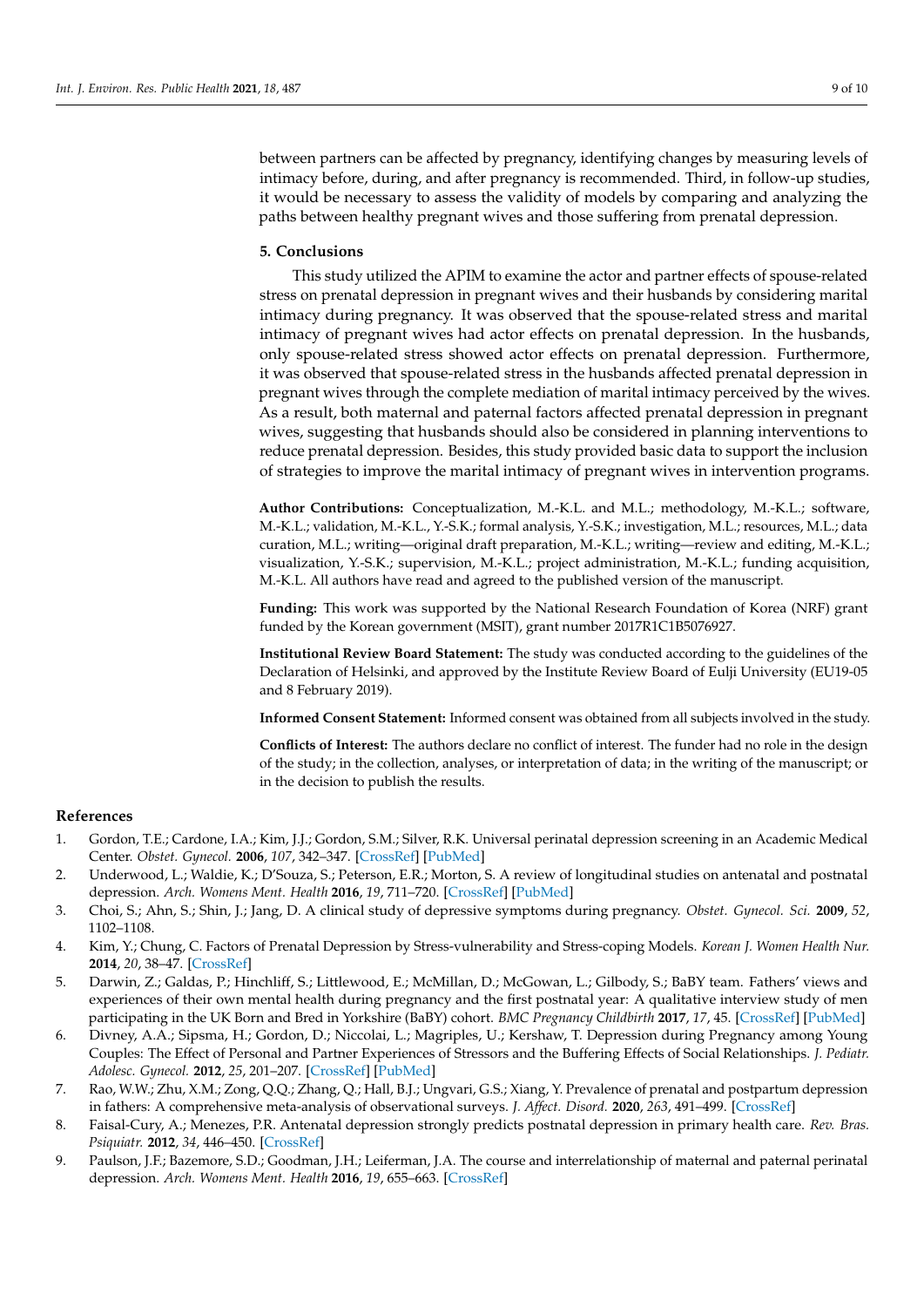between partners can be affected by pregnancy, identifying changes by measuring levels of intimacy before, during, and after pregnancy is recommended. Third, in follow-up studies, it would be necessary to assess the validity of models by comparing and analyzing the paths between healthy pregnant wives and those suffering from prenatal depression.

## 5. Conclusions

This study utilized the APIM to examine the actor and partner effects of spouse-related stress on prenatal depression in pregnant wives and their husbands by considering marital intimacy during pregnancy. It was observed that the spouse-related stress and marital intimacy of pregnant wives had actor effects on prenatal depression. In the husbands, only spouse-related stress showed actor effects on prenatal depression. Furthermore, it was observed that spouse-related stress in the husbands affected prenatal depression in pregnant wives through the complete mediation of marital intimacy perceived by the wives. As a result, both maternal and paternal factors affected prenatal depression in pregnant wives, suggesting that husbands should also be considered in planning interventions to reduce prenatal depression. Besides, this study provided basic data to support the inclusion of strategies to improve the marital intimacy of pregnant wives in intervention programs.

**Author Contributions:** Conceptualization, M.-K.L. and M.L.; methodology, M.-K.L.; software, M.-K.L.; validation, M.-K.L., Y.-S.K.; formal analysis, Y.-S.K.; investigation, M.L.; resources, M.L.; data curation, M.L.; writing—original draft preparation, M.-K.L.; writing—review and editing, M.-K.L.; visualization, Y.-S.K.; supervision, M.-K.L.; project administration, M.-K.L.; funding acquisition, M.-K.L. All authors have read and agreed to the published version of the manuscript.

**Funding:** This work was supported by the National Research Foundation of Korea (NRF) grant funded by the Korean government (MSIT), grant number 2017R1C1B5076927.

**Institutional Review Board Statement:** The study was conducted according to the guidelines of the Declaration of Helsinki, and approved by the Institute Review Board of Eulji University (EU19-05 and 8 February 2019).

**Informed Consent Statement:** Informed consent was obtained from all subjects involved in the study.

**Conflicts of Interest:** The authors declare no conflict of interest. The funder had no role in the design of the study; in the collection, analyses, or interpretation of data; in the writing of the manuscript; or in the decision to publish the results.

## References

1. Gordon, T.E.; Cardone, I.A.; Kim, J.J.; Gordon, S.M.; Silver, R.K. Universal perinatal depression screening in an Academic Medical Center. *Obstet. Gynecol.* **2006**, *107*, 342–347. [CrossRef] [PubMed]
2. Underwood, L.; Waldie, K.; D'Souza, S.; Peterson, E.R.; Morton, S. A review of longitudinal studies on antenatal and postnatal depression. *Arch. Womens Ment. Health* **2016**, *19*, 711–720. [CrossRef] [PubMed]
3. Choi, S.; Ahn, S.; Shin, J.; Jang, D. A clinical study of depressive symptoms during pregnancy. *Obstet. Gynecol. Sci.* **2009**, *52*, 1102–1108.
4. Kim, Y.; Chung, C. Factors of Prenatal Depression by Stress-vulnerability and Stress-coping Models. *Korean J. Women Health Nur.* **2014**, *20*, 38–47. [CrossRef]
5. Darwin, Z.; Galdas, P.; Hinchliff, S.; Littlewood, E.; McMillan, D.; McGowan, L.; Gilbody, S.; BaBY team. Fathers' views and experiences of their own mental health during pregnancy and the first postnatal year: A qualitative interview study of men participating in the UK Born and Bred in Yorkshire (BaBY) cohort. *BMC Pregnancy Childbirth* **2017**, *17*, 45. [CrossRef] [PubMed]
6. Divney, A.A.; Sipsma, H.; Gordon, D.; Niccolai, L.; Magriples, U.; Kershaw, T. Depression during Pregnancy among Young Couples: The Effect of Personal and Partner Experiences of Stressors and the Buffering Effects of Social Relationships. *J. Pediatr. Adolesc. Gynecol.* **2012**, *25*, 201–207. [CrossRef] [PubMed]
7. Rao, W.W.; Zhu, X.M.; Zong, Q.Q.; Zhang, Q.; Hall, B.J.; Ungvari, G.S.; Xiang, Y. Prevalence of prenatal and postpartum depression in fathers: A comprehensive meta-analysis of observational surveys. *J. Affect. Disord.* **2020**, *263*, 491–499. [CrossRef]
8. Faisal-Cury, A.; Menezes, P.R. Antenatal depression strongly predicts postnatal depression in primary health care. *Rev. Bras. Psiquiatr.* **2012**, *34*, 446–450. [CrossRef]
9. Paulson, J.F.; Bazemore, S.D.; Goodman, J.H.; Leiferman, J.A. The course and interrelationship of maternal and paternal perinatal depression. *Arch. Womens Ment. Health* **2016**, *19*, 655–663. [CrossRef]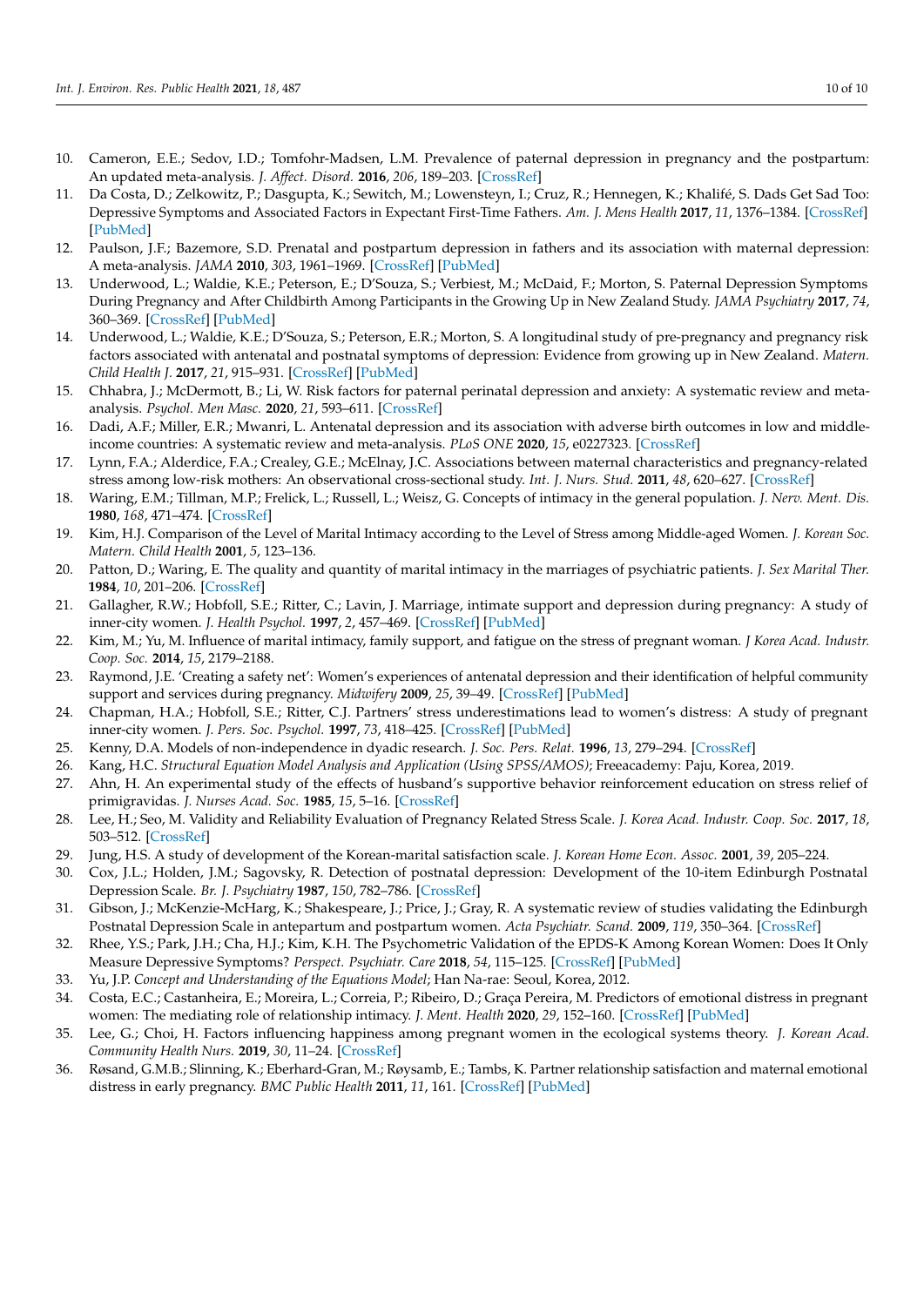10. Cameron, E.E.; Sedov, I.D.; Tomfohr-Madsen, L.M. Prevalence of paternal depression in pregnancy and the postpartum: An updated meta-analysis. *J. Affect. Disord.* **2016**, *206*, 189–203. [CrossRef]
11. Da Costa, D.; Zelkowitz, P.; Dasgupta, K.; Sewitch, M.; Lowensteyn, I.; Cruz, R.; Hennegen, K.; Khalifé, S. Dads Get Sad Too: Depressive Symptoms and Associated Factors in Expectant First-Time Fathers. *Am. J. Mens Health* **2017**, *11*, 1376–1384. [CrossRef] [PubMed]
12. Paulson, J.F.; Bazemore, S.D. Prenatal and postpartum depression in fathers and its association with maternal depression: A meta-analysis. *JAMA* **2010**, *303*, 1961–1969. [CrossRef] [PubMed]
13. Underwood, L.; Waldie, K.E.; Peterson, E.; D'Souza, S.; Verbiest, M.; McDaid, F.; Morton, S. Paternal Depression Symptoms During Pregnancy and After Childbirth Among Participants in the Growing Up in New Zealand Study. *JAMA Psychiatry* **2017**, *74*, 360–369. [CrossRef] [PubMed]
14. Underwood, L.; Waldie, K.E.; D'Souza, S.; Peterson, E.R.; Morton, S. A longitudinal study of pre-pregnancy and pregnancy risk factors associated with antenatal and postnatal symptoms of depression: Evidence from growing up in New Zealand. *Matern. Child Health J.* **2017**, *21*, 915–931. [CrossRef] [PubMed]
15. Chhabra, J.; McDermott, B.; Li, W. Risk factors for paternal perinatal depression and anxiety: A systematic review and meta-analysis. *Psychol. Men Masc.* **2020**, *21*, 593–611. [CrossRef]
16. Dadi, A.F.; Miller, E.R.; Mwanri, L. Antenatal depression and its association with adverse birth outcomes in low and middle-income countries: A systematic review and meta-analysis. *PLoS ONE* **2020**, *15*, e0227323. [CrossRef]
17. Lynn, F.A.; Alderdice, F.A.; Crealey, G.E.; McElnay, J.C. Associations between maternal characteristics and pregnancy-related stress among low-risk mothers: An observational cross-sectional study. *Int. J. Nurs. Stud.* **2011**, *48*, 620–627. [CrossRef]
18. Waring, E.M.; Tillman, M.P.; Frelick, L.; Russell, L.; Weisz, G. Concepts of intimacy in the general population. *J. Nerv. Ment. Dis.* **1980**, *168*, 471–474. [CrossRef]
19. Kim, H.J. Comparison of the Level of Marital Intimacy according to the Level of Stress among Middle-aged Women. *J. Korean Soc. Matern. Child Health* **2001**, *5*, 123–136.
20. Patton, D.; Waring, E. The quality and quantity of marital intimacy in the marriages of psychiatric patients. *J. Sex Marital Ther.* **1984**, *10*, 201–206. [CrossRef]
21. Gallagher, R.W.; Hobfoll, S.E.; Ritter, C.; Lavin, J. Marriage, intimate support and depression during pregnancy: A study of inner-city women. *J. Health Psychol.* **1997**, *2*, 457–469. [CrossRef] [PubMed]
22. Kim, M.; Yu, M. Influence of marital intimacy, family support, and fatigue on the stress of pregnant woman. *J Korea Acad. Industr. Coop. Soc.* **2014**, *15*, 2179–2188.
23. Raymond, J.E. 'Creating a safety net': Women's experiences of antenatal depression and their identification of helpful community support and services during pregnancy. *Midwifery* **2009**, *25*, 39–49. [CrossRef] [PubMed]
24. Chapman, H.A.; Hobfoll, S.E.; Ritter, C.J. Partners' stress underestimations lead to women's distress: A study of pregnant inner-city women. *J. Pers. Soc. Psychol.* **1997**, *73*, 418–425. [CrossRef] [PubMed]
25. Kenny, D.A. Models of non-independence in dyadic research. *J. Soc. Pers. Relat.* **1996**, *13*, 279–294. [CrossRef]
26. Kang, H.C. *Structural Equation Model Analysis and Application (Using SPSS/AMOS)*; Freeacademy: Paju, Korea, 2019.
27. Ahn, H. An experimental study of the effects of husband's supportive behavior reinforcement education on stress relief of primigravidas. *J. Nurses Acad. Soc.* **1985**, *15*, 5–16. [CrossRef]
28. Lee, H.; Seo, M. Validity and Reliability Evaluation of Pregnancy Related Stress Scale. *J. Korea Acad. Industr. Coop. Soc.* **2017**, *18*, 503–512. [CrossRef]
29. Jung, H.S. A study of development of the Korean-marital satisfaction scale. *J. Korean Home Econ. Assoc.* **2001**, *39*, 205–224.
30. Cox, J.L.; Holden, J.M.; Sagovsky, R. Detection of postnatal depression: Development of the 10-item Edinburgh Postnatal Depression Scale. *Br. J. Psychiatry* **1987**, *150*, 782–786. [CrossRef]
31. Gibson, J.; McKenzie-McHarg, K.; Shakespeare, J.; Price, J.; Gray, R. A systematic review of studies validating the Edinburgh Postnatal Depression Scale in antepartum and postpartum women. *Acta Psychiatr. Scand.* **2009**, *119*, 350–364. [CrossRef]
32. Rhee, Y.S.; Park, J.H.; Cha, H.J.; Kim, K.H. The Psychometric Validation of the EPDS-K Among Korean Women: Does It Only Measure Depressive Symptoms? *Perspect. Psychiatr. Care* **2018**, *54*, 115–125. [CrossRef] [PubMed]
33. Yu, J.P. *Concept and Understanding of the Equations Model*; Han Na-rae: Seoul, Korea, 2012.
34. Costa, E.C.; Castanheira, E.; Moreira, L.; Correia, P.; Ribeiro, D.; Graça Pereira, M. Predictors of emotional distress in pregnant women: The mediating role of relationship intimacy. *J. Ment. Health* **2020**, *29*, 152–160. [CrossRef] [PubMed]
35. Lee, G.; Choi, H. Factors influencing happiness among pregnant women in the ecological systems theory. *J. Korean Acad. Community Health Nurs.* **2019**, *30*, 11–24. [CrossRef]
36. Røsand, G.M.B.; Slinning, K.; Eberhard-Gran, M.; Røysamb, E.; Tambs, K. Partner relationship satisfaction and maternal emotional distress in early pregnancy. *BMC Public Health* **2011**, *11*, 161. [CrossRef] [PubMed]